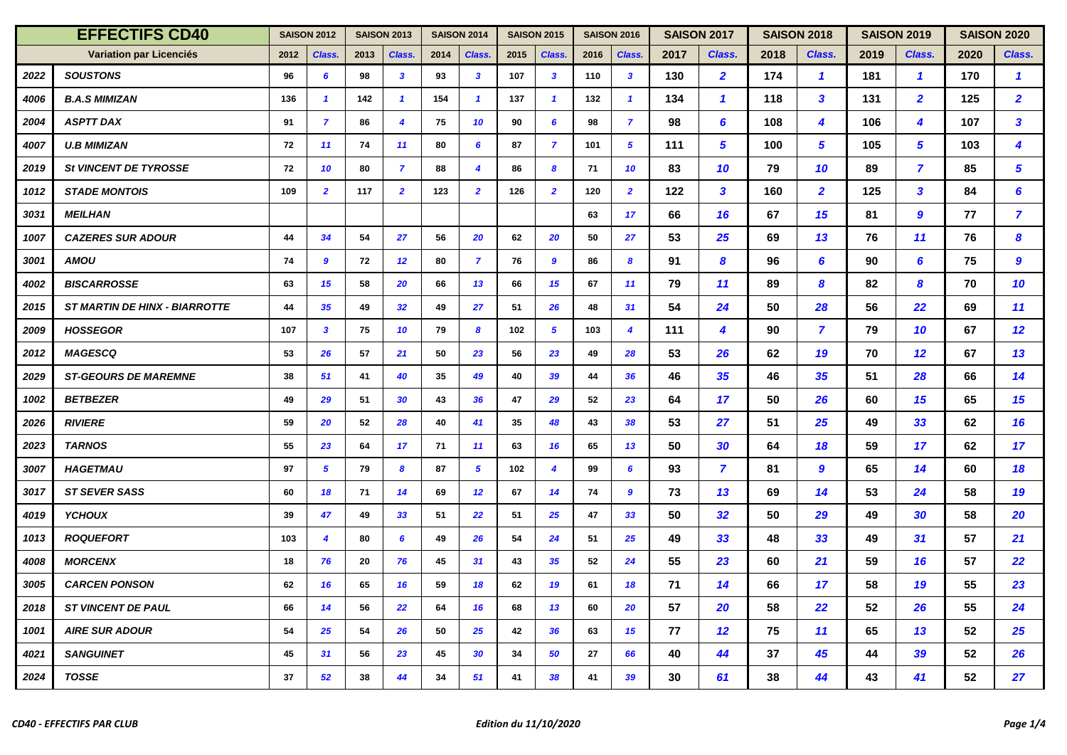| EFFECTIFS CD40 | | SAISON 2012 | | SAISON 2013 | | SAISON 2014 | | SAISON 2015 | | SAISON 2016 | | SAISON 2017 | | SAISON 2018 | | SAISON 2019 | | SAISON 2020 | |
|---|---|---|---|---|---|---|---|---|---|---|---|---|---|---|---|---|---|---|---|
| Variation par Licenciés | | 2012 | Class. | 2013 | Class. | 2014 | Class. | 2015 | Class. | 2016 | Class. | 2017 | Class. | 2018 | Class. | 2019 | Class. | 2020 | Class. |
| 2022 | SOUSTONS | 96 | 6 | 98 | 3 | 93 | 3 | 107 | 3 | 110 | 3 | 130 | 2 | 174 | 1 | 181 | 1 | 170 | 1 |
| 4006 | B.A.S MIMIZAN | 136 | 1 | 142 | 1 | 154 | 1 | 137 | 1 | 132 | 1 | 134 | 1 | 118 | 3 | 131 | 2 | 125 | 2 |
| 2004 | ASPTT DAX | 91 | 7 | 86 | 4 | 75 | 10 | 90 | 6 | 98 | 7 | 98 | 6 | 108 | 4 | 106 | 4 | 107 | 3 |
| 4007 | U.B MIMIZAN | 72 | 11 | 74 | 11 | 80 | 6 | 87 | 7 | 101 | 5 | 111 | 5 | 100 | 5 | 105 | 5 | 103 | 4 |
| 2019 | St VINCENT DE TYROSSE | 72 | 10 | 80 | 7 | 88 | 4 | 86 | 8 | 71 | 10 | 83 | 10 | 79 | 10 | 89 | 7 | 85 | 5 |
| 1012 | STADE MONTOIS | 109 | 2 | 117 | 2 | 123 | 2 | 126 | 2 | 120 | 2 | 122 | 3 | 160 | 2 | 125 | 3 | 84 | 6 |
| 3031 | MEILHAN | | | | | | | | | 63 | 17 | 66 | 16 | 67 | 15 | 81 | 9 | 77 | 7 |
| 1007 | CAZERES SUR ADOUR | 44 | 34 | 54 | 27 | 56 | 20 | 62 | 20 | 50 | 27 | 53 | 25 | 69 | 13 | 76 | 11 | 76 | 8 |
| 3001 | AMOU | 74 | 9 | 72 | 12 | 80 | 7 | 76 | 9 | 86 | 8 | 91 | 8 | 96 | 6 | 90 | 6 | 75 | 9 |
| 4002 | BISCARROSSE | 63 | 15 | 58 | 20 | 66 | 13 | 66 | 15 | 67 | 11 | 79 | 11 | 89 | 8 | 82 | 8 | 70 | 10 |
| 2015 | ST MARTIN DE HINX - BIARROTTE | 44 | 35 | 49 | 32 | 49 | 27 | 51 | 26 | 48 | 31 | 54 | 24 | 50 | 28 | 56 | 22 | 69 | 11 |
| 2009 | HOSSEGOR | 107 | 3 | 75 | 10 | 79 | 8 | 102 | 5 | 103 | 4 | 111 | 4 | 90 | 7 | 79 | 10 | 67 | 12 |
| 2012 | MAGESCQ | 53 | 26 | 57 | 21 | 50 | 23 | 56 | 23 | 49 | 28 | 53 | 26 | 62 | 19 | 70 | 12 | 67 | 13 |
| 2029 | ST-GEOURS DE MAREMNE | 38 | 51 | 41 | 40 | 35 | 49 | 40 | 39 | 44 | 36 | 46 | 35 | 46 | 35 | 51 | 28 | 66 | 14 |
| 1002 | BETBEZER | 49 | 29 | 51 | 30 | 43 | 36 | 47 | 29 | 52 | 23 | 64 | 17 | 50 | 26 | 60 | 15 | 65 | 15 |
| 2026 | RIVIERE | 59 | 20 | 52 | 28 | 40 | 41 | 35 | 48 | 43 | 38 | 53 | 27 | 51 | 25 | 49 | 33 | 62 | 16 |
| 2023 | TARNOS | 55 | 23 | 64 | 17 | 71 | 11 | 63 | 16 | 65 | 13 | 50 | 30 | 64 | 18 | 59 | 17 | 62 | 17 |
| 3007 | HAGETMAU | 97 | 5 | 79 | 8 | 87 | 5 | 102 | 4 | 99 | 6 | 93 | 7 | 81 | 9 | 65 | 14 | 60 | 18 |
| 3017 | ST SEVER SASS | 60 | 18 | 71 | 14 | 69 | 12 | 67 | 14 | 74 | 9 | 73 | 13 | 69 | 14 | 53 | 24 | 58 | 19 |
| 4019 | YCHOUX | 39 | 47 | 49 | 33 | 51 | 22 | 51 | 25 | 47 | 33 | 50 | 32 | 50 | 29 | 49 | 30 | 58 | 20 |
| 1013 | ROQUEFORT | 103 | 4 | 80 | 6 | 49 | 26 | 54 | 24 | 51 | 25 | 49 | 33 | 48 | 33 | 49 | 31 | 57 | 21 |
| 4008 | MORCENX | 18 | 76 | 20 | 76 | 45 | 31 | 43 | 35 | 52 | 24 | 55 | 23 | 60 | 21 | 59 | 16 | 57 | 22 |
| 3005 | CARCEN PONSON | 62 | 16 | 65 | 16 | 59 | 18 | 62 | 19 | 61 | 18 | 71 | 14 | 66 | 17 | 58 | 19 | 55 | 23 |
| 2018 | ST VINCENT DE PAUL | 66 | 14 | 56 | 22 | 64 | 16 | 68 | 13 | 60 | 20 | 57 | 20 | 58 | 22 | 52 | 26 | 55 | 24 |
| 1001 | AIRE SUR ADOUR | 54 | 25 | 54 | 26 | 50 | 25 | 42 | 36 | 63 | 15 | 77 | 12 | 75 | 11 | 65 | 13 | 52 | 25 |
| 4021 | SANGUINET | 45 | 31 | 56 | 23 | 45 | 30 | 34 | 50 | 27 | 66 | 40 | 44 | 37 | 45 | 44 | 39 | 52 | 26 |
| 2024 | TOSSE | 37 | 52 | 38 | 44 | 34 | 51 | 41 | 38 | 41 | 39 | 30 | 61 | 38 | 44 | 43 | 41 | 52 | 27 |

*CD40 - EFFECTIFS PAR CLUB* — *Edition du 11/10/2020*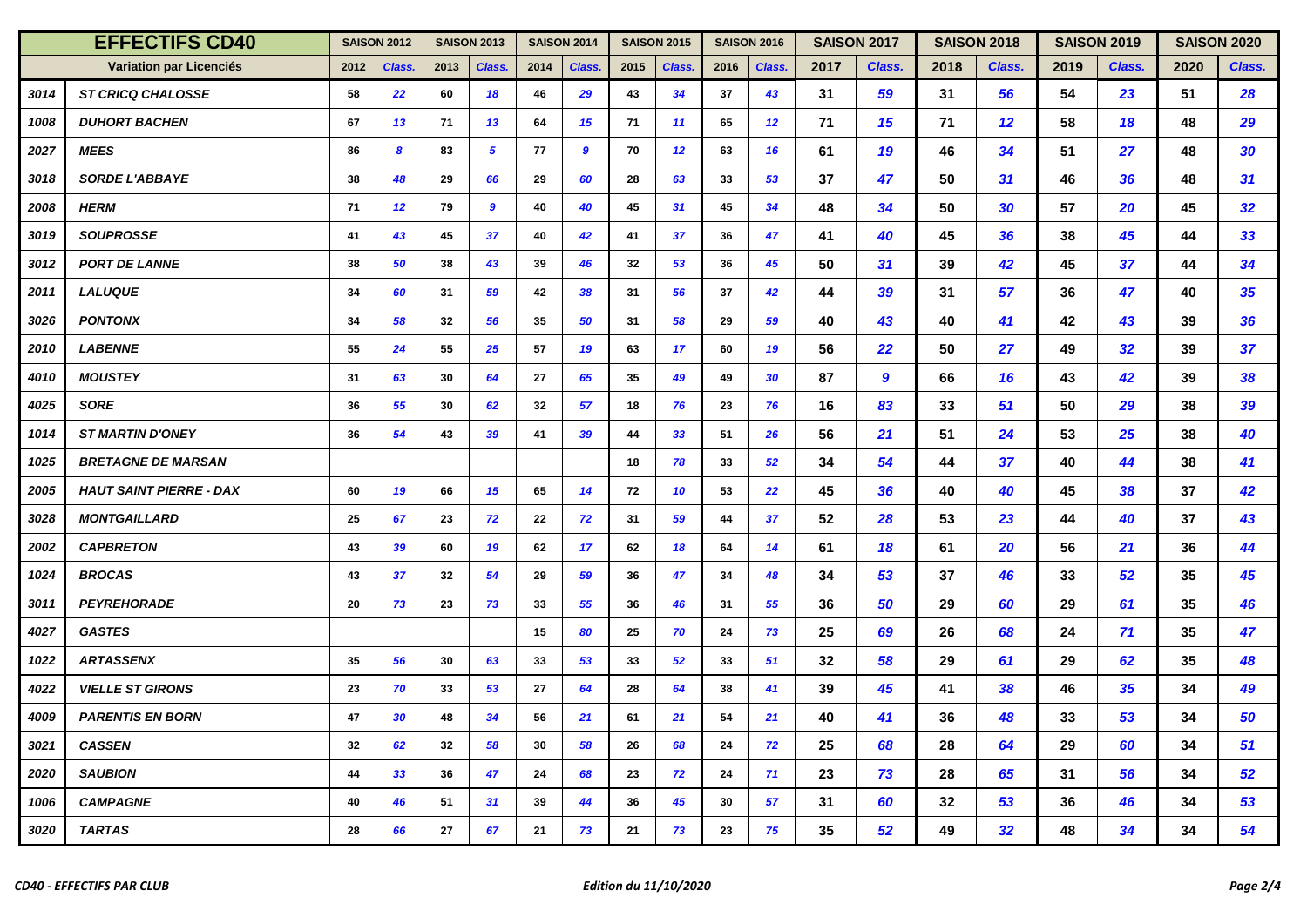| EFFECTIFS CD40 | | SAISON 2012 | | SAISON 2013 | | SAISON 2014 | | SAISON 2015 | | SAISON 2016 | | SAISON 2017 | | SAISON 2018 | | SAISON 2019 | | SAISON 2020 | |
|---|---|---|---|---|---|---|---|---|---|---|---|---|---|---|---|---|---|---|---|
| Variation par Licenciés | | 2012 | Class. | 2013 | Class. | 2014 | Class. | 2015 | Class. | 2016 | Class. | 2017 | Class. | 2018 | Class. | 2019 | Class. | 2020 | Class. |
| 3014 | ST CRICQ CHALOSSE | 58 | 22 | 60 | 18 | 46 | 29 | 43 | 34 | 37 | 43 | 31 | 59 | 31 | 56 | 54 | 23 | 51 | 28 |
| 1008 | DUHORT BACHEN | 67 | 13 | 71 | 13 | 64 | 15 | 71 | 11 | 65 | 12 | 71 | 15 | 71 | 12 | 58 | 18 | 48 | 29 |
| 2027 | MEES | 86 | 8 | 83 | 5 | 77 | 9 | 70 | 12 | 63 | 16 | 61 | 19 | 46 | 34 | 51 | 27 | 48 | 30 |
| 3018 | SORDE L'ABBAYE | 38 | 48 | 29 | 66 | 29 | 60 | 28 | 63 | 33 | 53 | 37 | 47 | 50 | 31 | 46 | 36 | 48 | 31 |
| 2008 | HERM | 71 | 12 | 79 | 9 | 40 | 40 | 45 | 31 | 45 | 34 | 48 | 34 | 50 | 30 | 57 | 20 | 45 | 32 |
| 3019 | SOUPROSSE | 41 | 43 | 45 | 37 | 40 | 42 | 41 | 37 | 36 | 47 | 41 | 40 | 45 | 36 | 38 | 45 | 44 | 33 |
| 3012 | PORT DE LANNE | 38 | 50 | 38 | 43 | 39 | 46 | 32 | 53 | 36 | 45 | 50 | 31 | 39 | 42 | 45 | 37 | 44 | 34 |
| 2011 | LALUQUE | 34 | 60 | 31 | 59 | 42 | 38 | 31 | 56 | 37 | 42 | 44 | 39 | 31 | 57 | 36 | 47 | 40 | 35 |
| 3026 | PONTONX | 34 | 58 | 32 | 56 | 35 | 50 | 31 | 58 | 29 | 59 | 40 | 43 | 40 | 41 | 42 | 43 | 39 | 36 |
| 2010 | LABENNE | 55 | 24 | 55 | 25 | 57 | 19 | 63 | 17 | 60 | 19 | 56 | 22 | 50 | 27 | 49 | 32 | 39 | 37 |
| 4010 | MOUSTEY | 31 | 63 | 30 | 64 | 27 | 65 | 35 | 49 | 49 | 30 | 87 | 9 | 66 | 16 | 43 | 42 | 39 | 38 |
| 4025 | SORE | 36 | 55 | 30 | 62 | 32 | 57 | 18 | 76 | 23 | 76 | 16 | 83 | 33 | 51 | 50 | 29 | 38 | 39 |
| 1014 | ST MARTIN D'ONEY | 36 | 54 | 43 | 39 | 41 | 39 | 44 | 33 | 51 | 26 | 56 | 21 | 51 | 24 | 53 | 25 | 38 | 40 |
| 1025 | BRETAGNE DE MARSAN | | | | | | | 18 | 78 | 33 | 52 | 34 | 54 | 44 | 37 | 40 | 44 | 38 | 41 |
| 2005 | HAUT SAINT PIERRE - DAX | 60 | 19 | 66 | 15 | 65 | 14 | 72 | 10 | 53 | 22 | 45 | 36 | 40 | 40 | 45 | 38 | 37 | 42 |
| 3028 | MONTGAILLARD | 25 | 67 | 23 | 72 | 22 | 72 | 31 | 59 | 44 | 37 | 52 | 28 | 53 | 23 | 44 | 40 | 37 | 43 |
| 2002 | CAPBRETON | 43 | 39 | 60 | 19 | 62 | 17 | 62 | 18 | 64 | 14 | 61 | 18 | 61 | 20 | 56 | 21 | 36 | 44 |
| 1024 | BROCAS | 43 | 37 | 32 | 54 | 29 | 59 | 36 | 47 | 34 | 48 | 34 | 53 | 37 | 46 | 33 | 52 | 35 | 45 |
| 3011 | PEYREHORADE | 20 | 73 | 23 | 73 | 33 | 55 | 36 | 46 | 31 | 55 | 36 | 50 | 29 | 60 | 29 | 61 | 35 | 46 |
| 4027 | GASTES | | | | | 15 | 80 | 25 | 70 | 24 | 73 | 25 | 69 | 26 | 68 | 24 | 71 | 35 | 47 |
| 1022 | ARTASSENX | 35 | 56 | 30 | 63 | 33 | 53 | 33 | 52 | 33 | 51 | 32 | 58 | 29 | 61 | 29 | 62 | 35 | 48 |
| 4022 | VIELLE ST GIRONS | 23 | 70 | 33 | 53 | 27 | 64 | 28 | 64 | 38 | 41 | 39 | 45 | 41 | 38 | 46 | 35 | 34 | 49 |
| 4009 | PARENTIS EN BORN | 47 | 30 | 48 | 34 | 56 | 21 | 61 | 21 | 54 | 21 | 40 | 41 | 36 | 48 | 33 | 53 | 34 | 50 |
| 3021 | CASSEN | 32 | 62 | 32 | 58 | 30 | 58 | 26 | 68 | 24 | 72 | 25 | 68 | 28 | 64 | 29 | 60 | 34 | 51 |
| 2020 | SAUBION | 44 | 33 | 36 | 47 | 24 | 68 | 23 | 72 | 24 | 71 | 23 | 73 | 28 | 65 | 31 | 56 | 34 | 52 |
| 1006 | CAMPAGNE | 40 | 46 | 51 | 31 | 39 | 44 | 36 | 45 | 30 | 57 | 31 | 60 | 32 | 53 | 36 | 46 | 34 | 53 |
| 3020 | TARTAS | 28 | 66 | 27 | 67 | 21 | 73 | 21 | 73 | 23 | 75 | 35 | 52 | 49 | 32 | 48 | 34 | 34 | 54 |

*CD40 - EFFECTIFS PAR CLUB* — *Edition du 11/10/2020*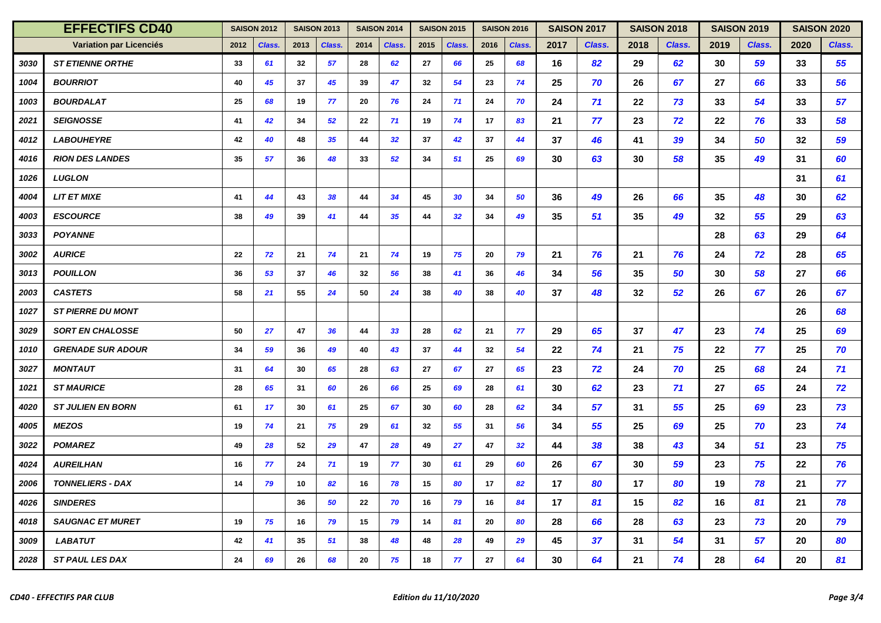| EFFECTIFS CD40 | | SAISON 2012 | | SAISON 2013 | | SAISON 2014 | | SAISON 2015 | | SAISON 2016 | | SAISON 2017 | | SAISON 2018 | | SAISON 2019 | | SAISON 2020 | |
|---|---|---|---|---|---|---|---|---|---|---|---|---|---|---|---|---|---|---|---|
| Variation par Licenciés | | 2012 | Class. | 2013 | Class. | 2014 | Class. | 2015 | Class. | 2016 | Class. | 2017 | Class. | 2018 | Class. | 2019 | Class. | 2020 | Class. |
| 3030 | ST ETIENNE ORTHE | 33 | 61 | 32 | 57 | 28 | 62 | 27 | 66 | 25 | 68 | 16 | 82 | 29 | 62 | 30 | 59 | 33 | 55 |
| 1004 | BOURRIOT | 40 | 45 | 37 | 45 | 39 | 47 | 32 | 54 | 23 | 74 | 25 | 70 | 26 | 67 | 27 | 66 | 33 | 56 |
| 1003 | BOURDALAT | 25 | 68 | 19 | 77 | 20 | 76 | 24 | 71 | 24 | 70 | 24 | 71 | 22 | 73 | 33 | 54 | 33 | 57 |
| 2021 | SEIGNOSSE | 41 | 42 | 34 | 52 | 22 | 71 | 19 | 74 | 17 | 83 | 21 | 77 | 23 | 72 | 22 | 76 | 33 | 58 |
| 4012 | LABOUHEYRE | 42 | 40 | 48 | 35 | 44 | 32 | 37 | 42 | 37 | 44 | 37 | 46 | 41 | 39 | 34 | 50 | 32 | 59 |
| 4016 | RION DES LANDES | 35 | 57 | 36 | 48 | 33 | 52 | 34 | 51 | 25 | 69 | 30 | 63 | 30 | 58 | 35 | 49 | 31 | 60 |
| 1026 | LUGLON | | | | | | | | | | | | | | | | | 31 | 61 |
| 4004 | LIT ET MIXE | 41 | 44 | 43 | 38 | 44 | 34 | 45 | 30 | 34 | 50 | 36 | 49 | 26 | 66 | 35 | 48 | 30 | 62 |
| 4003 | ESCOURCE | 38 | 49 | 39 | 41 | 44 | 35 | 44 | 32 | 34 | 49 | 35 | 51 | 35 | 49 | 32 | 55 | 29 | 63 |
| 3033 | POYANNE | | | | | | | | | | | | | | | 28 | 63 | 29 | 64 |
| 3002 | AURICE | 22 | 72 | 21 | 74 | 21 | 74 | 19 | 75 | 20 | 79 | 21 | 76 | 21 | 76 | 24 | 72 | 28 | 65 |
| 3013 | POUILLON | 36 | 53 | 37 | 46 | 32 | 56 | 38 | 41 | 36 | 46 | 34 | 56 | 35 | 50 | 30 | 58 | 27 | 66 |
| 2003 | CASTETS | 58 | 21 | 55 | 24 | 50 | 24 | 38 | 40 | 38 | 40 | 37 | 48 | 32 | 52 | 26 | 67 | 26 | 67 |
| 1027 | ST PIERRE DU MONT | | | | | | | | | | | | | | | | | 26 | 68 |
| 3029 | SORT EN CHALOSSE | 50 | 27 | 47 | 36 | 44 | 33 | 28 | 62 | 21 | 77 | 29 | 65 | 37 | 47 | 23 | 74 | 25 | 69 |
| 1010 | GRENADE SUR ADOUR | 34 | 59 | 36 | 49 | 40 | 43 | 37 | 44 | 32 | 54 | 22 | 74 | 21 | 75 | 22 | 77 | 25 | 70 |
| 3027 | MONTAUT | 31 | 64 | 30 | 65 | 28 | 63 | 27 | 67 | 27 | 65 | 23 | 72 | 24 | 70 | 25 | 68 | 24 | 71 |
| 1021 | ST MAURICE | 28 | 65 | 31 | 60 | 26 | 66 | 25 | 69 | 28 | 61 | 30 | 62 | 23 | 71 | 27 | 65 | 24 | 72 |
| 4020 | ST JULIEN EN BORN | 61 | 17 | 30 | 61 | 25 | 67 | 30 | 60 | 28 | 62 | 34 | 57 | 31 | 55 | 25 | 69 | 23 | 73 |
| 4005 | MEZOS | 19 | 74 | 21 | 75 | 29 | 61 | 32 | 55 | 31 | 56 | 34 | 55 | 25 | 69 | 25 | 70 | 23 | 74 |
| 3022 | POMAREZ | 49 | 28 | 52 | 29 | 47 | 28 | 49 | 27 | 47 | 32 | 44 | 38 | 38 | 43 | 34 | 51 | 23 | 75 |
| 4024 | AUREILHAN | 16 | 77 | 24 | 71 | 19 | 77 | 30 | 61 | 29 | 60 | 26 | 67 | 30 | 59 | 23 | 75 | 22 | 76 |
| 2006 | TONNELIERS - DAX | 14 | 79 | 10 | 82 | 16 | 78 | 15 | 80 | 17 | 82 | 17 | 80 | 17 | 80 | 19 | 78 | 21 | 77 |
| 4026 | SINDERES | | | 36 | 50 | 22 | 70 | 16 | 79 | 16 | 84 | 17 | 81 | 15 | 82 | 16 | 81 | 21 | 78 |
| 4018 | SAUGNAC ET MURET | 19 | 75 | 16 | 79 | 15 | 79 | 14 | 81 | 20 | 80 | 28 | 66 | 28 | 63 | 23 | 73 | 20 | 79 |
| 3009 | LABATUT | 42 | 41 | 35 | 51 | 38 | 48 | 48 | 28 | 49 | 29 | 45 | 37 | 31 | 54 | 31 | 57 | 20 | 80 |
| 2028 | ST PAUL LES DAX | 24 | 69 | 26 | 68 | 20 | 75 | 18 | 77 | 27 | 64 | 30 | 64 | 21 | 74 | 28 | 64 | 20 | 81 |

CD40 - EFFECTIFS PAR CLUB — Edition du 11/10/2020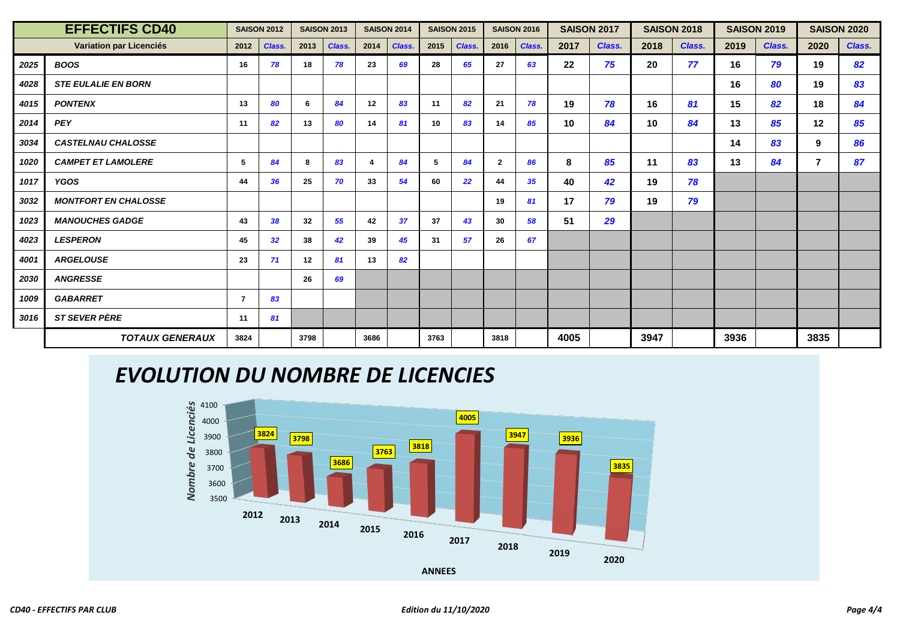| EFFECTIFS CD40 | | SAISON 2012 | | SAISON 2013 | | SAISON 2014 | | SAISON 2015 | | SAISON 2016 | | SAISON 2017 | | SAISON 2018 | | SAISON 2019 | | SAISON 2020 | |
|---|---|---|---|---|---|---|---|---|---|---|---|---|---|---|---|---|---|---|---|
| Variation par Licenciés | | 2012 | Class. | 2013 | Class. | 2014 | Class. | 2015 | Class. | 2016 | Class. | 2017 | Class. | 2018 | Class. | 2019 | Class. | 2020 | Class. |
| 2025 | BOOS | 16 | 78 | 18 | 78 | 23 | 69 | 28 | 65 | 27 | 63 | 22 | 75 | 20 | 77 | 16 | 79 | 19 | 82 |
| 4028 | STE EULALIE EN BORN | | | | | | | | | | | | | | | 16 | 80 | 19 | 83 |
| 4015 | PONTENX | 13 | 80 | 6 | 84 | 12 | 83 | 11 | 82 | 21 | 78 | 19 | 78 | 16 | 81 | 15 | 82 | 18 | 84 |
| 2014 | PEY | 11 | 82 | 13 | 80 | 14 | 81 | 10 | 83 | 14 | 85 | 10 | 84 | 10 | 84 | 13 | 85 | 12 | 85 |
| 3034 | CASTELNAU CHALOSSE | | | | | | | | | | | | | | | 14 | 83 | 9 | 86 |
| 1020 | CAMPET ET LAMOLERE | 5 | 84 | 8 | 83 | 4 | 84 | 5 | 84 | 2 | 86 | 8 | 85 | 11 | 83 | 13 | 84 | 7 | 87 |
| 1017 | YGOS | 44 | 36 | 25 | 70 | 33 | 54 | 60 | 22 | 44 | 35 | 40 | 42 | 19 | 78 | | | | |
| 3032 | MONTFORT EN CHALOSSE | | | | | | | | | 19 | 81 | 17 | 79 | 19 | 79 | | | | |
| 1023 | MANOUCHES GADGE | 43 | 38 | 32 | 55 | 42 | 37 | 37 | 43 | 30 | 58 | 51 | 29 | | | | | | |
| 4023 | LESPERON | 45 | 32 | 38 | 42 | 39 | 45 | 31 | 57 | 26 | 67 | | | | | | | | |
| 4001 | ARGELOUSE | 23 | 71 | 12 | 81 | 13 | 82 | | | | | | | | | | | | |
| 2030 | ANGRESSE | | | 26 | 69 | | | | | | | | | | | | | | |
| 1009 | GABARRET | 7 | 83 | | | | | | | | | | | | | | | | |
| 3016 | ST SEVER PÈRE | 11 | 81 | | | | | | | | | | | | | | | | |
| | TOTAUX GENERAUX | 3824 | | 3798 | | 3686 | | 3763 | | 3818 | | 4005 | | 3947 | | 3936 | | 3835 | |

# EVOLUTION DU NOMBRE DE LICENCIES

Nombre de Licenciés
4100
4000
3900
3800
3700
3600
3500

3824
3798
3686
3763
3818
4005
3947
3936
3835

2012 2013 2014 2015 2016 2017 2018 2019 2020

ANNEES

*CD40 - EFFECTIFS PAR CLUB* *Edition du 11/10/2020*